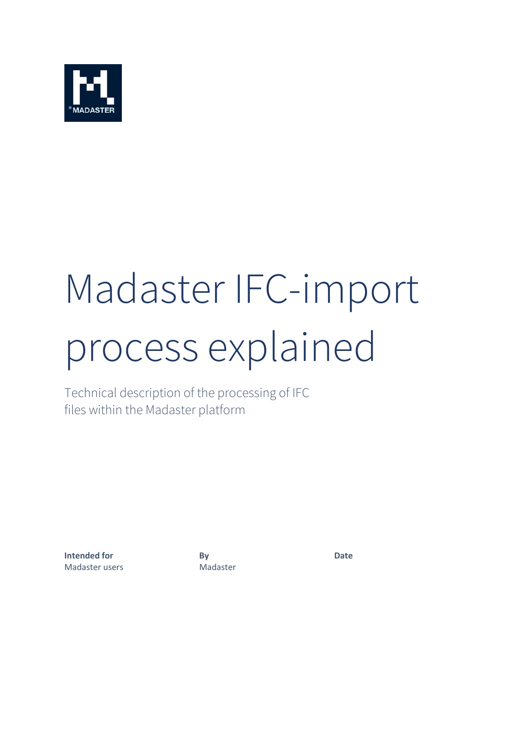# Madaster IFC-import process explained

Technical description of the processing of IFC files within the Madaster platform

| Intended for | By | Date |
| --- | --- | --- |
| Madaster users | Madaster | |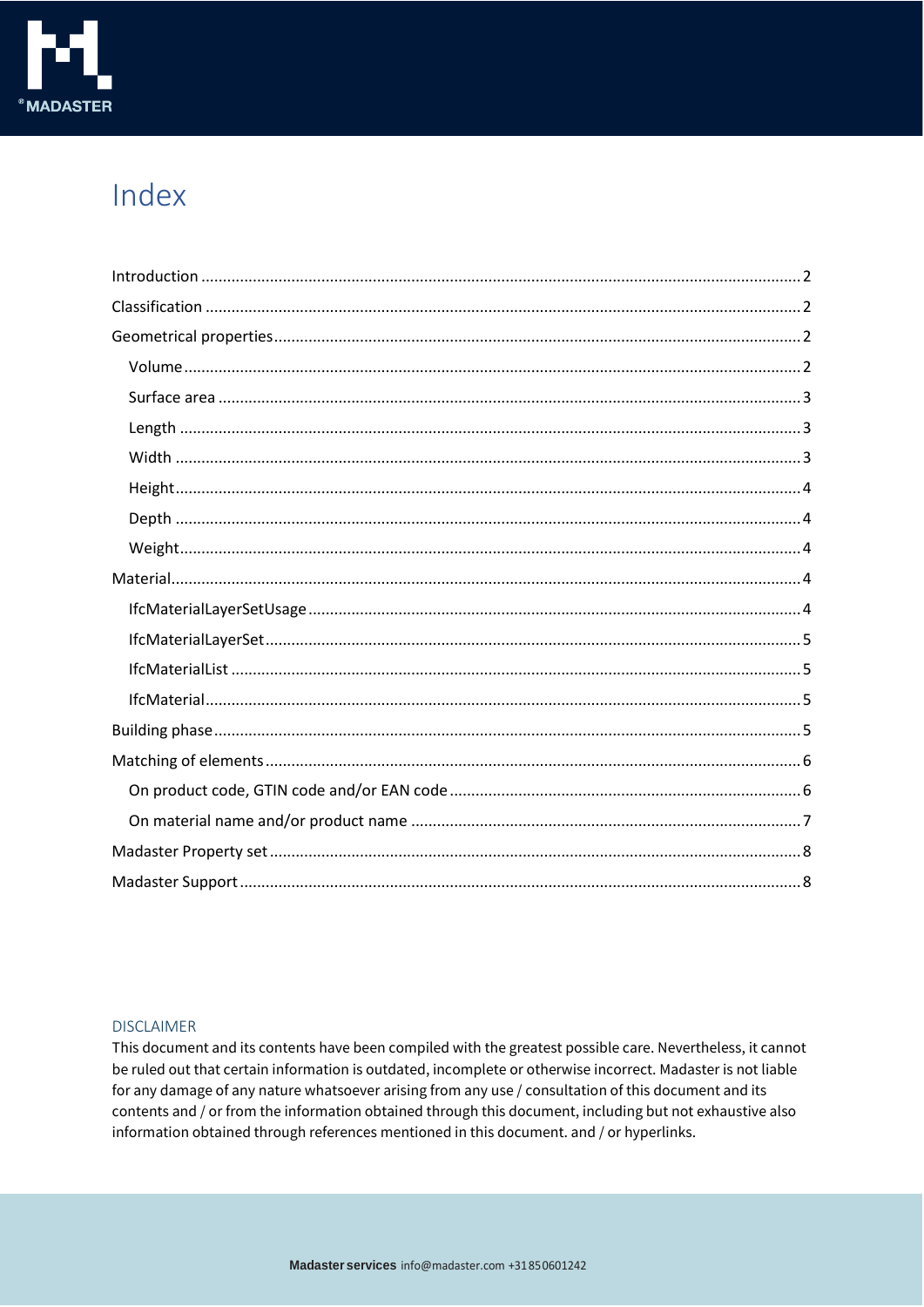# Index

- Introduction ........ 2
- Classification ........ 2
- Geometrical properties ........ 2
  - Volume ........ 2
  - Surface area ........ 3
  - Length ........ 3
  - Width ........ 3
  - Height ........ 4
  - Depth ........ 4
  - Weight ........ 4
- Material ........ 4
  - IfcMaterialLayerSetUsage ........ 4
  - IfcMaterialLayerSet ........ 5
  - IfcMaterialList ........ 5
  - IfcMaterial ........ 5
- Building phase ........ 5
- Matching of elements ........ 6
  - On product code, GTIN code and/or EAN code ........ 6
  - On material name and/or product name ........ 7
- Madaster Property set ........ 8
- Madaster Support ........ 8

DISCLAIMER

This document and its contents have been compiled with the greatest possible care. Nevertheless, it cannot be ruled out that certain information is outdated, incomplete or otherwise incorrect. Madaster is not liable for any damage of any nature whatsoever arising from any use / consultation of this document and its contents and / or from the information obtained through this document, including but not exhaustive also information obtained through references mentioned in this document. and / or hyperlinks.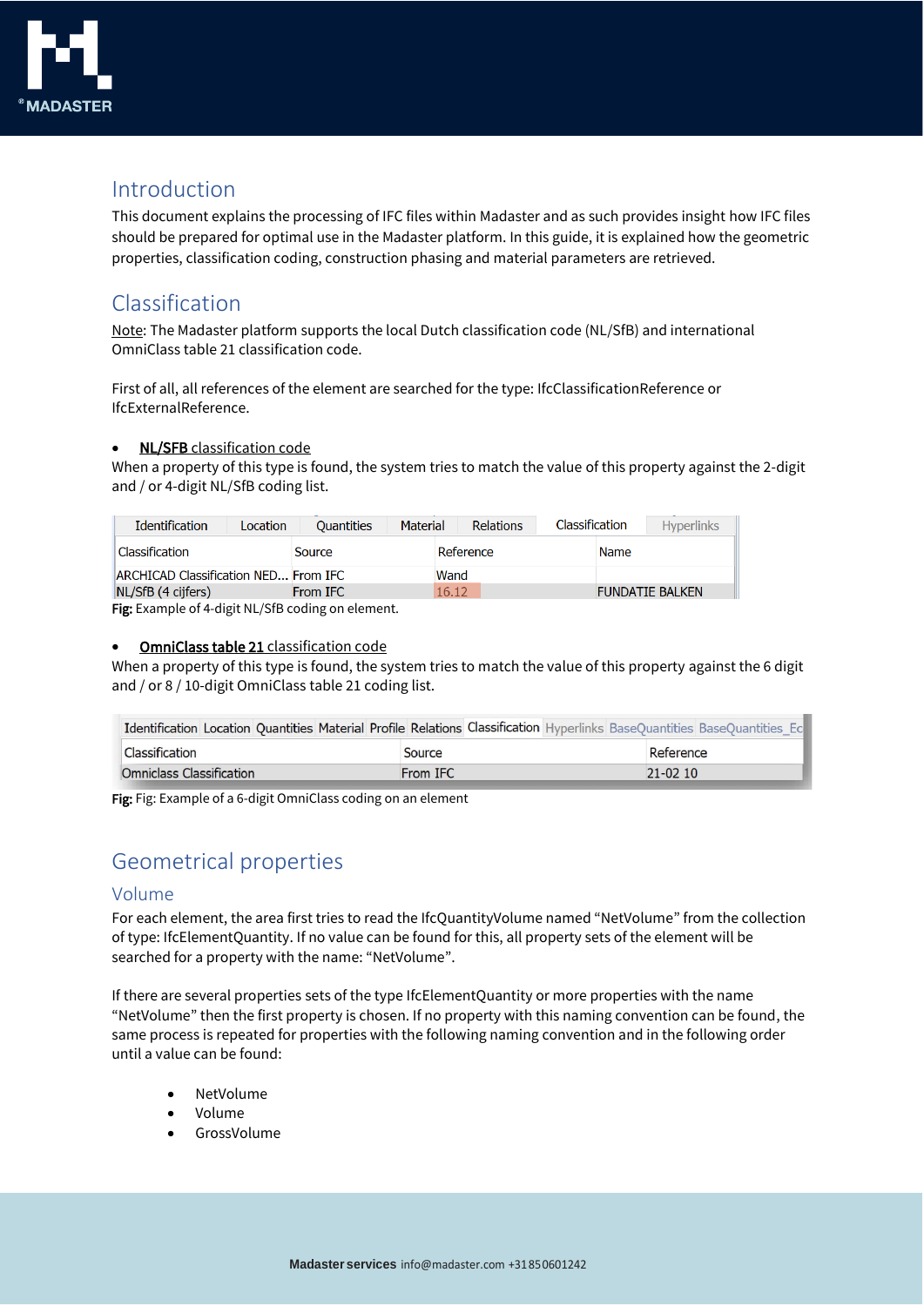## Introduction

This document explains the processing of IFC files within Madaster and as such provides insight how IFC files should be prepared for optimal use in the Madaster platform. In this guide, it is explained how the geometric properties, classification coding, construction phasing and material parameters are retrieved.

## Classification

Note: The Madaster platform supports the local Dutch classification code (NL/SfB) and international OmniClass table 21 classification code.

First of all, all references of the element are searched for the type: IfcClassificationReference or IfcExternalReference.

- **NL/SFB** classification code

When a property of this type is found, the system tries to match the value of this property against the 2-digit and / or 4-digit NL/SfB coding list.

| Classification | Source | Reference | Name |
|---|---|---|---|
| ARCHICAD Classification NED... | From IFC | Wand | |
| NL/SfB (4 cijfers) | From IFC | 16.12 | FUNDATIE BALKEN |

**Fig:** Example of 4-digit NL/SfB coding on element.

- **OmniClass table 21** classification code

When a property of this type is found, the system tries to match the value of this property against the 6 digit and / or 8 / 10-digit OmniClass table 21 coding list.

| Classification | Source | Reference |
|---|---|---|
| Omniclass Classification | From IFC | 21-02 10 |

**Fig:** Fig: Example of a 6-digit OmniClass coding on an element

## Geometrical properties

### Volume

For each element, the area first tries to read the IfcQuantityVolume named "NetVolume" from the collection of type: IfcElementQuantity. If no value can be found for this, all property sets of the element will be searched for a property with the name: "NetVolume".

If there are several properties sets of the type IfcElementQuantity or more properties with the name "NetVolume" then the first property is chosen. If no property with this naming convention can be found, the same process is repeated for properties with the following naming convention and in the following order until a value can be found:

- NetVolume
- Volume
- GrossVolume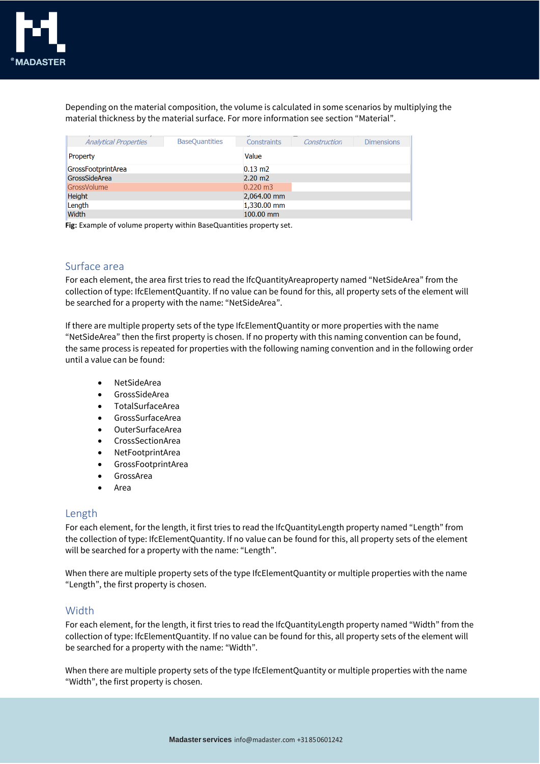Depending on the material composition, the volume is calculated in some scenarios by multiplying the material thickness by the material surface. For more information see section "Material".

| Property | Value |
|---|---|
| GrossFootprintArea | 0.13 m2 |
| GrossSideArea | 2.20 m2 |
| GrossVolume | 0.220 m3 |
| Height | 2,064.00 mm |
| Length | 1,330.00 mm |
| Width | 100.00 mm |

**Fig:** Example of volume property within BaseQuantities property set.

## Surface area

For each element, the area first tries to read the IfcQuantityAreaproperty named "NetSideArea" from the collection of type: IfcElementQuantity. If no value can be found for this, all property sets of the element will be searched for a property with the name: "NetSideArea".

If there are multiple property sets of the type IfcElementQuantity or more properties with the name "NetSideArea" then the first property is chosen. If no property with this naming convention can be found, the same process is repeated for properties with the following naming convention and in the following order until a value can be found:

- NetSideArea
- GrossSideArea
- TotalSurfaceArea
- GrossSurfaceArea
- OuterSurfaceArea
- CrossSectionArea
- NetFootprintArea
- GrossFootprintArea
- GrossArea
- Area

## Length

For each element, for the length, it first tries to read the IfcQuantityLength property named "Length" from the collection of type: IfcElementQuantity. If no value can be found for this, all property sets of the element will be searched for a property with the name: "Length".

When there are multiple property sets of the type IfcElementQuantity or multiple properties with the name "Length", the first property is chosen.

## Width

For each element, for the length, it first tries to read the IfcQuantityLength property named "Width" from the collection of type: IfcElementQuantity. If no value can be found for this, all property sets of the element will be searched for a property with the name: "Width".

When there are multiple property sets of the type IfcElementQuantity or multiple properties with the name "Width", the first property is chosen.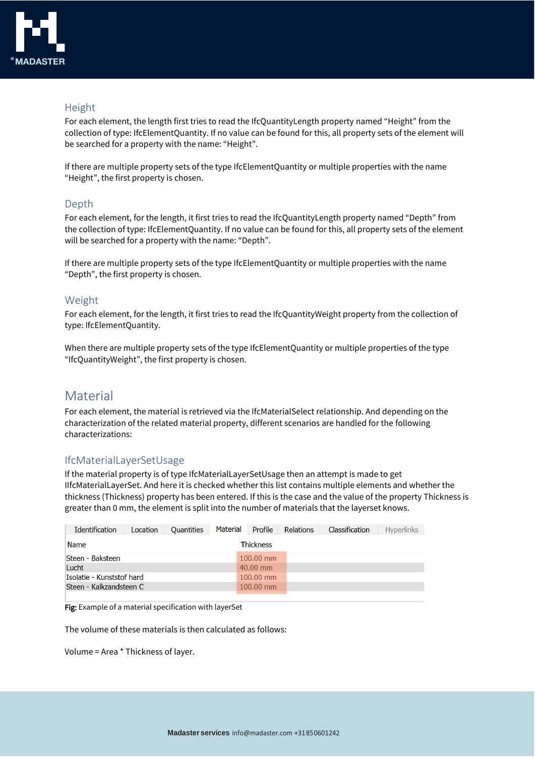### Height

For each element, the length first tries to read the IfcQuantityLength property named “Height” from the collection of type: IfcElementQuantity. If no value can be found for this, all property sets of the element will be searched for a property with the name: “Height”.

If there are multiple property sets of the type IfcElementQuantity or multiple properties with the name “Height”, the first property is chosen.

### Depth

For each element, for the length, it first tries to read the IfcQuantityLength property named “Depth” from the collection of type: IfcElementQuantity. If no value can be found for this, all property sets of the element will be searched for a property with the name: “Depth”.

If there are multiple property sets of the type IfcElementQuantity or multiple properties with the name “Depth”, the first property is chosen.

### Weight

For each element, for the length, it first tries to read the IfcQuantityWeight property from the collection of type: IfcElementQuantity.

When there are multiple property sets of the type IfcElementQuantity or multiple properties of the type “IfcQuantityWeight”, the first property is chosen.

## Material

For each element, the material is retrieved via the IfcMaterialSelect relationship. And depending on the characterization of the related material property, different scenarios are handled for the following characterizations:

### IfcMaterialLayerSetUsage

If the material property is of type IfcMaterialLayerSetUsage then an attempt is made to get IIfcMaterialLayerSet. And here it is checked whether this list contains multiple elements and whether the thickness (Thickness) property has been entered. If this is the case and the value of the property Thickness is greater than 0 mm, the element is split into the number of materials that the layerset knows.

Identification | Location | Quantities | Material | Profile | Relations | Classification | Hyperlinks

| Name | Thickness |
|---|---|
| Steen - Baksteen | 100.00 mm |
| Lucht | 40.00 mm |
| Isolatie - Kunststof hard | 100.00 mm |
| Steen - Kalkzandsteen C | 100.00 mm |

**Fig:** Example of a material specification with layerSet

The volume of these materials is then calculated as follows:

Volume = Area * Thickness of layer.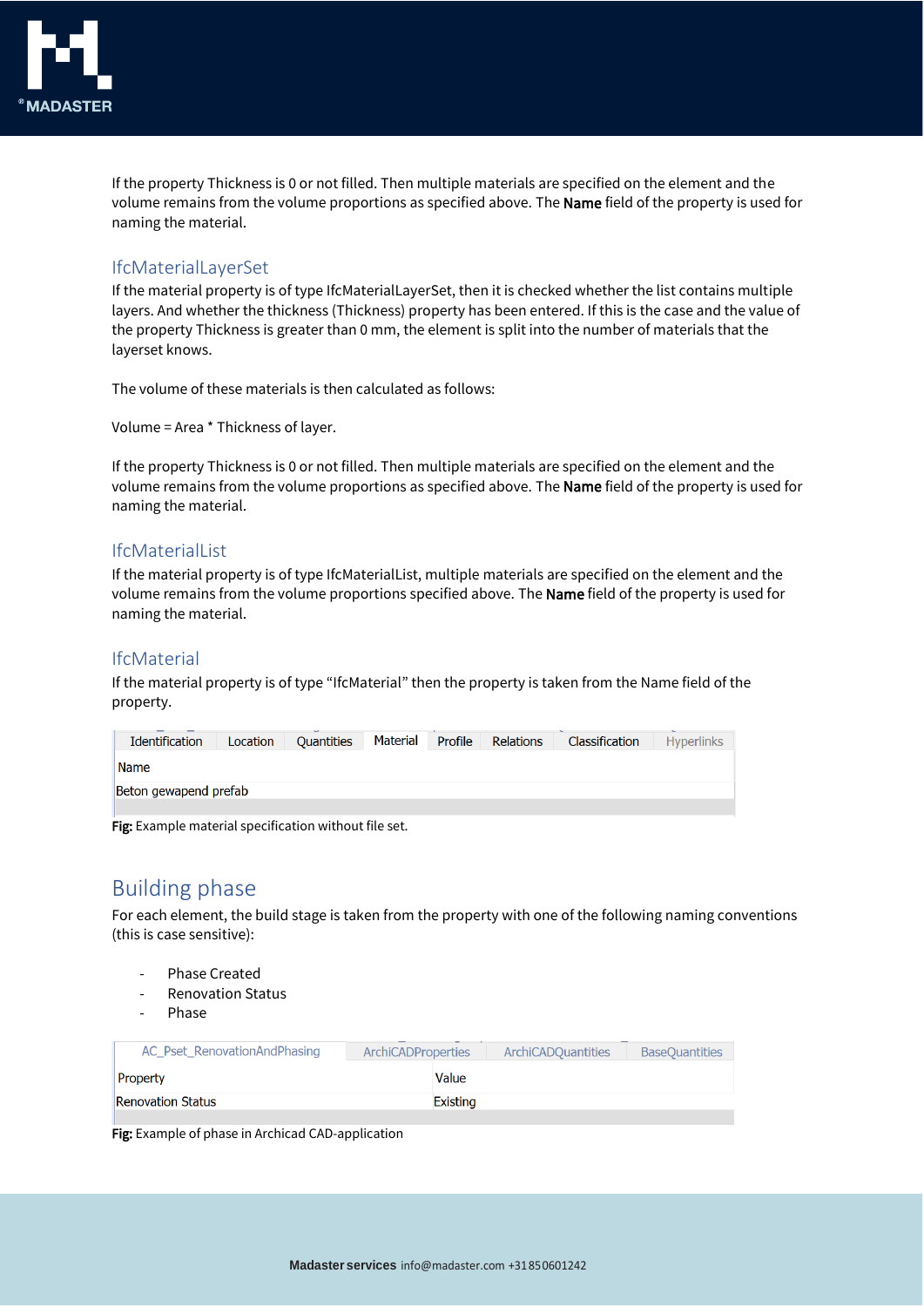If the property Thickness is 0 or not filled. Then multiple materials are specified on the element and the volume remains from the volume proportions as specified above. The **Name** field of the property is used for naming the material.

### IfcMaterialLayerSet

If the material property is of type IfcMaterialLayerSet, then it is checked whether the list contains multiple layers. And whether the thickness (Thickness) property has been entered. If this is the case and the value of the property Thickness is greater than 0 mm, the element is split into the number of materials that the layerset knows.

The volume of these materials is then calculated as follows:

Volume = Area * Thickness of layer.

If the property Thickness is 0 or not filled. Then multiple materials are specified on the element and the volume remains from the volume proportions as specified above. The **Name** field of the property is used for naming the material.

### IfcMaterialList

If the material property is of type IfcMaterialList, multiple materials are specified on the element and the volume remains from the volume proportions specified above. The **Name** field of the property is used for naming the material.

### IfcMaterial

If the material property is of type "IfcMaterial" then the property is taken from the Name field of the property.

| Identification | Location | Quantities | Material | Profile | Relations | Classification | Hyperlinks |
|---|---|---|---|---|---|---|---|
| Name | | | | | | | |
| Beton gewapend prefab | | | | | | | |

**Fig:** Example material specification without file set.

## Building phase

For each element, the build stage is taken from the property with one of the following naming conventions (this is case sensitive):

- Phase Created
- Renovation Status
- Phase

| AC_Pset_RenovationAndPhasing | ArchiCADProperties | ArchiCADQuantities | BaseQuantities |
|---|---|---|---|
| Property | Value | | |
| Renovation Status | Existing | | |

**Fig:** Example of phase in Archicad CAD-application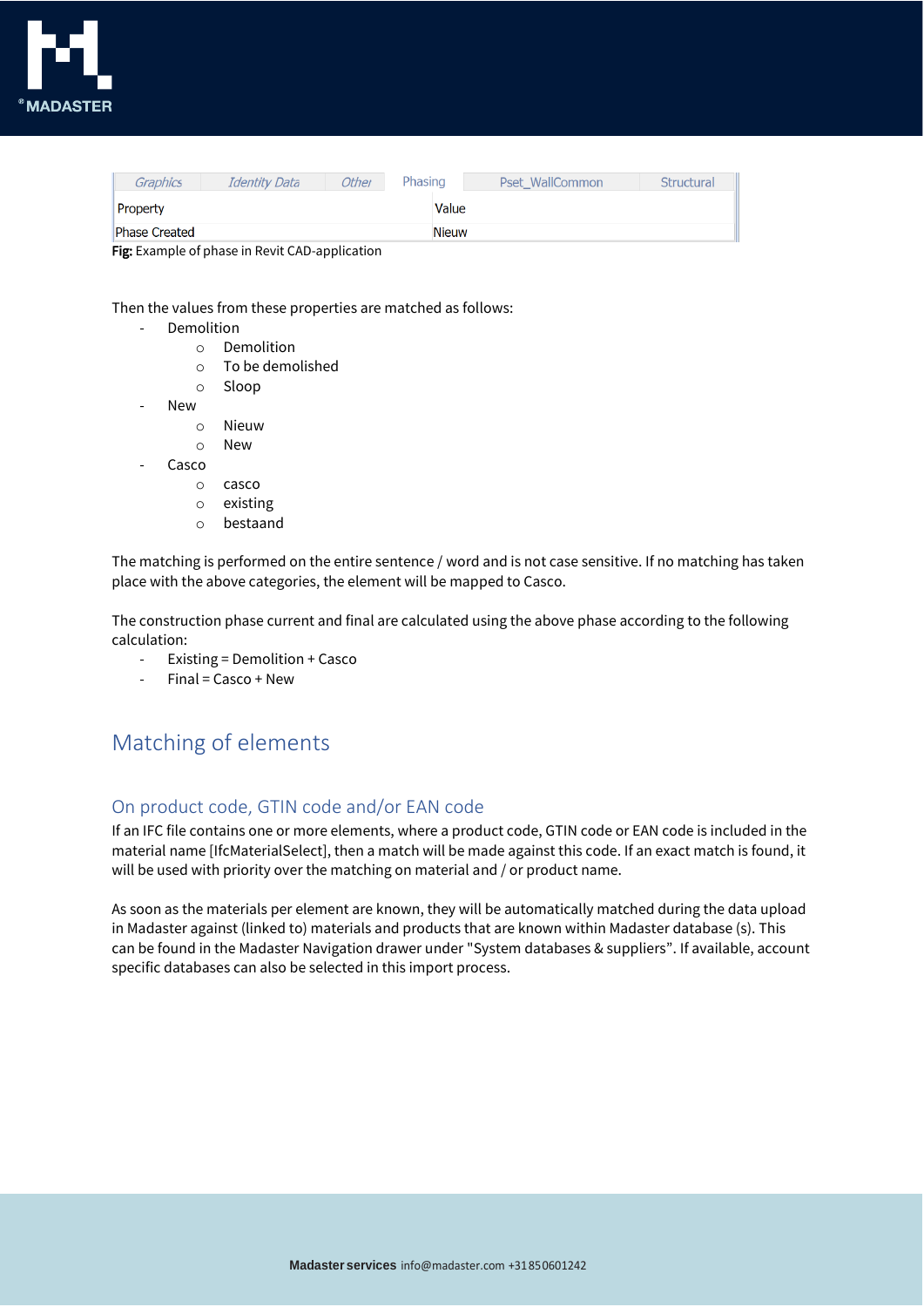| Graphics | Identity Data | Other | Phasing | Pset_WallCommon | Structural |
|---|---|---|---|---|---|

| Property | Value |
|---|---|
| Phase Created | Nieuw |

**Fig:** Example of phase in Revit CAD-application

Then the values from these properties are matched as follows:

- Demolition
  - Demolition
  - To be demolished
  - Sloop
- New
  - Nieuw
  - New
- Casco
  - casco
  - existing
  - bestaand

The matching is performed on the entire sentence / word and is not case sensitive. If no matching has taken place with the above categories, the element will be mapped to Casco.

The construction phase current and final are calculated using the above phase according to the following calculation:

- Existing = Demolition + Casco
- Final = Casco + New

## Matching of elements

### On product code, GTIN code and/or EAN code

If an IFC file contains one or more elements, where a product code, GTIN code or EAN code is included in the material name [IfcMaterialSelect], then a match will be made against this code. If an exact match is found, it will be used with priority over the matching on material and / or product name.

As soon as the materials per element are known, they will be automatically matched during the data upload in Madaster against (linked to) materials and products that are known within Madaster database (s). This can be found in the Madaster Navigation drawer under "System databases & suppliers". If available, account specific databases can also be selected in this import process.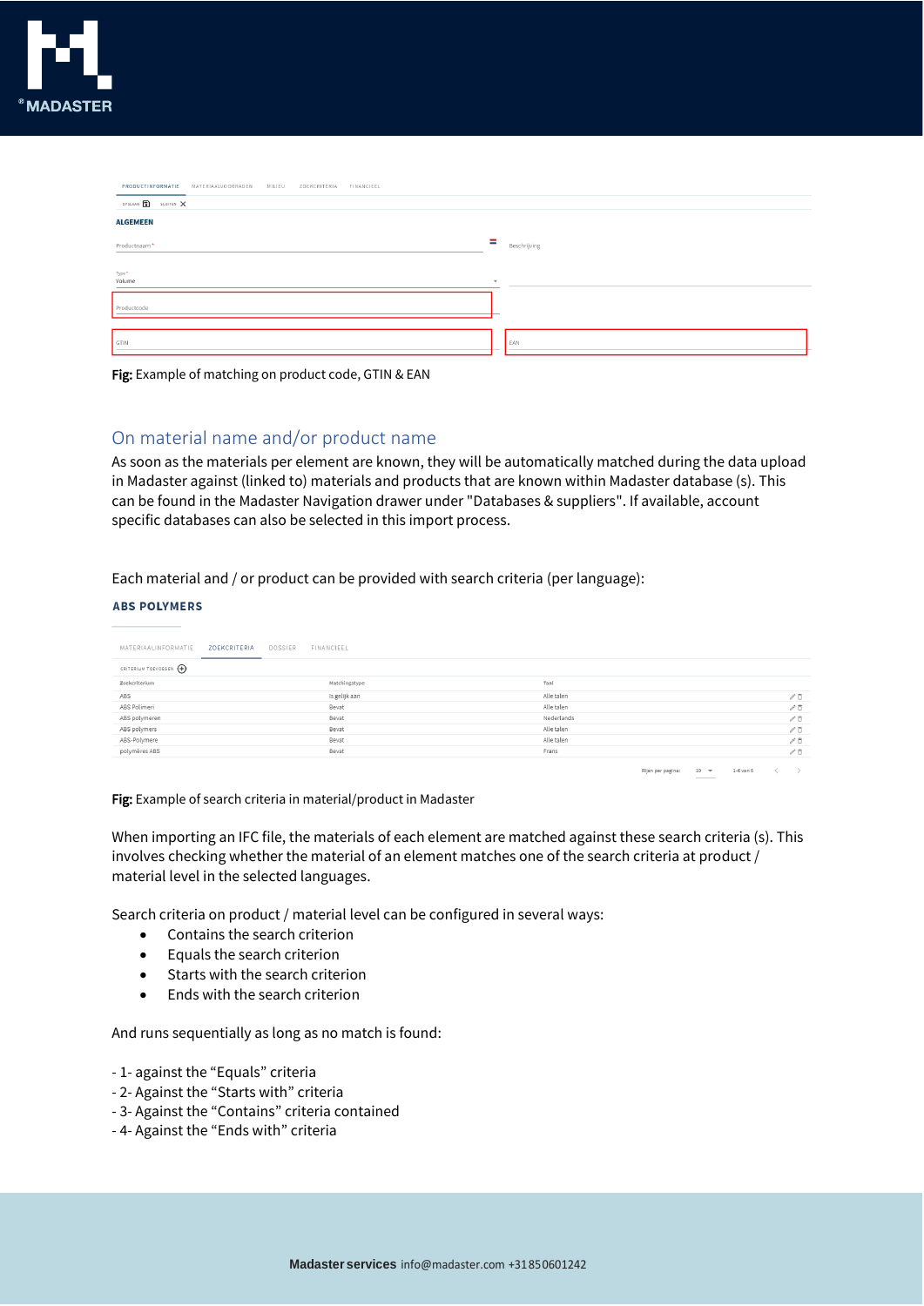Fig: Example of matching on product code, GTIN & EAN

## On material name and/or product name

As soon as the materials per element are known, they will be automatically matched during the data upload in Madaster against (linked to) materials and products that are known within Madaster database (s). This can be found in the Madaster Navigation drawer under "Databases & suppliers". If available, account specific databases can also be selected in this import process.

Each material and / or product can be provided with search criteria (per language):

Fig: Example of search criteria in material/product in Madaster

When importing an IFC file, the materials of each element are matched against these search criteria (s). This involves checking whether the material of an element matches one of the search criteria at product / material level in the selected languages.

Search criteria on product / material level can be configured in several ways:

- Contains the search criterion
- Equals the search criterion
- Starts with the search criterion
- Ends with the search criterion

And runs sequentially as long as no match is found:

- 1- against the “Equals” criteria
- 2- Against the “Starts with” criteria
- 3- Against the “Contains” criteria contained
- 4- Against the “Ends with” criteria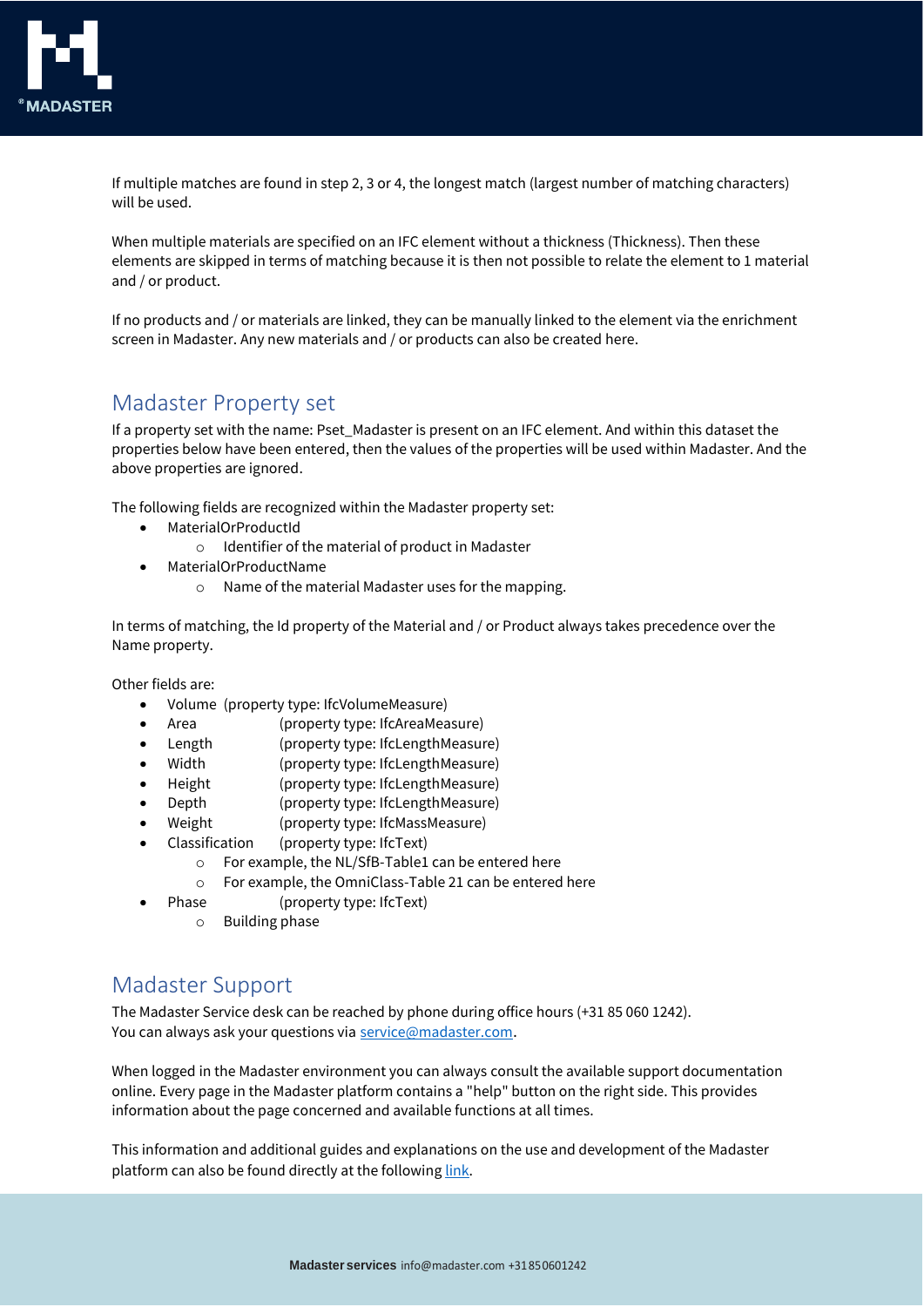If multiple matches are found in step 2, 3 or 4, the longest match (largest number of matching characters) will be used.

When multiple materials are specified on an IFC element without a thickness (Thickness). Then these elements are skipped in terms of matching because it is then not possible to relate the element to 1 material and / or product.

If no products and / or materials are linked, they can be manually linked to the element via the enrichment screen in Madaster. Any new materials and / or products can also be created here.

## Madaster Property set

If a property set with the name: Pset_Madaster is present on an IFC element. And within this dataset the properties below have been entered, then the values of the properties will be used within Madaster. And the above properties are ignored.

The following fields are recognized within the Madaster property set:

- MaterialOrProductId
  - Identifier of the material of product in Madaster
- MaterialOrProductName
  - Name of the material Madaster uses for the mapping.

In terms of matching, the Id property of the Material and / or Product always takes precedence over the Name property.

Other fields are:

- Volume (property type: IfcVolumeMeasure)
- Area (property type: IfcAreaMeasure)
- Length (property type: IfcLengthMeasure)
- Width (property type: IfcLengthMeasure)
- Height (property type: IfcLengthMeasure)
- Depth (property type: IfcLengthMeasure)
- Weight (property type: IfcMassMeasure)
- Classification (property type: IfcText)
  - For example, the NL/SfB-Table1 can be entered here
  - For example, the OmniClass-Table 21 can be entered here
- Phase (property type: IfcText)
  - Building phase

## Madaster Support

The Madaster Service desk can be reached by phone during office hours (+31 85 060 1242).
You can always ask your questions via [service@madaster.com](mailto:service@madaster.com).

When logged in the Madaster environment you can always consult the available support documentation online. Every page in the Madaster platform contains a "help" button on the right side. This provides information about the page concerned and available functions at all times.

This information and additional guides and explanations on the use and development of the Madaster platform can also be found directly at the following link.